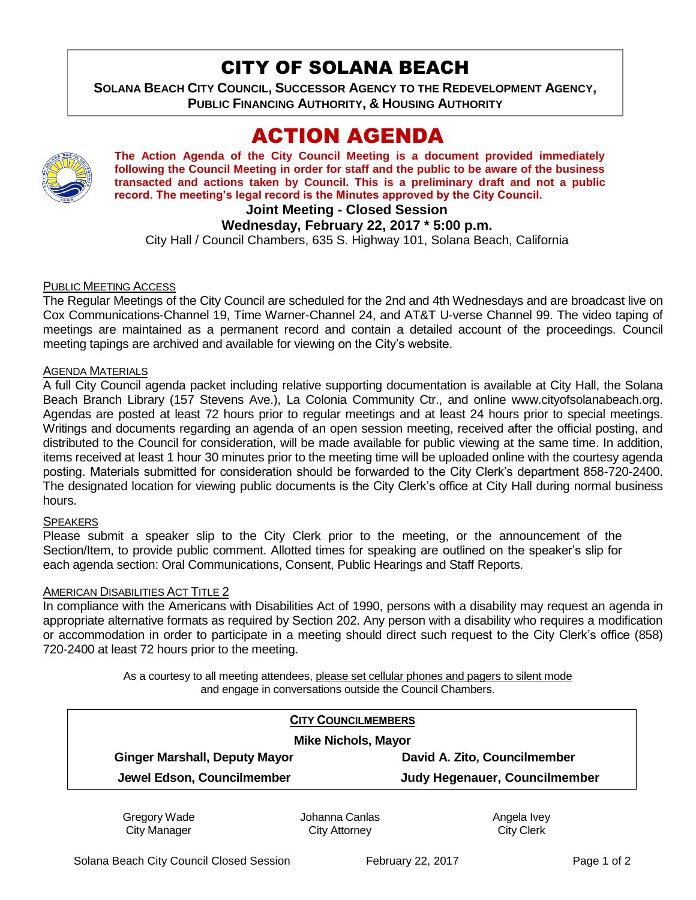# CITY OF SOLANA BEACH

**SOLANA BEACH CITY COUNCIL, SUCCESSOR AGENCY TO THE REDEVELOPMENT AGENCY, PUBLIC FINANCING AUTHORITY, & HOUSING AUTHORITY**

# ACTION AGENDA

**The Action Agenda of the City Council Meeting is a document provided immediately following the Council Meeting in order for staff and the public to be aware of the business transacted and actions taken by Council. This is a preliminary draft and not a public record. The meeting's legal record is the Minutes approved by the City Council.**

**Joint Meeting - Closed Session**

**Wednesday, February 22, 2017 * 5:00 p.m.**

City Hall / Council Chambers, 635 S. Highway 101, Solana Beach, California

PUBLIC MEETING ACCESS

The Regular Meetings of the City Council are scheduled for the 2nd and 4th Wednesdays and are broadcast live on Cox Communications-Channel 19, Time Warner-Channel 24, and AT&T U-verse Channel 99. The video taping of meetings are maintained as a permanent record and contain a detailed account of the proceedings. Council meeting tapings are archived and available for viewing on the City's website.

AGENDA MATERIALS

A full City Council agenda packet including relative supporting documentation is available at City Hall, the Solana Beach Branch Library (157 Stevens Ave.), La Colonia Community Ctr., and online www.cityofsolanabeach.org. Agendas are posted at least 72 hours prior to regular meetings and at least 24 hours prior to special meetings. Writings and documents regarding an agenda of an open session meeting, received after the official posting, and distributed to the Council for consideration, will be made available for public viewing at the same time. In addition, items received at least 1 hour 30 minutes prior to the meeting time will be uploaded online with the courtesy agenda posting. Materials submitted for consideration should be forwarded to the City Clerk's department 858-720-2400. The designated location for viewing public documents is the City Clerk's office at City Hall during normal business hours.

SPEAKERS

Please submit a speaker slip to the City Clerk prior to the meeting, or the announcement of the Section/Item, to provide public comment. Allotted times for speaking are outlined on the speaker's slip for each agenda section: Oral Communications, Consent, Public Hearings and Staff Reports.

AMERICAN DISABILITIES ACT TITLE 2

In compliance with the Americans with Disabilities Act of 1990, persons with a disability may request an agenda in appropriate alternative formats as required by Section 202. Any person with a disability who requires a modification or accommodation in order to participate in a meeting should direct such request to the City Clerk's office (858) 720-2400 at least 72 hours prior to the meeting.

As a courtesy to all meeting attendees, please set cellular phones and pagers to silent mode and engage in conversations outside the Council Chambers.

**CITY COUNCILMEMBERS**

**Mike Nichols, Mayor**

**Ginger Marshall, Deputy Mayor**

**David A. Zito, Councilmember**

**Jewel Edson, Councilmember**

**Judy Hegenauer, Councilmember**

Gregory Wade
City Manager

Johanna Canlas
City Attorney

Angela Ivey
City Clerk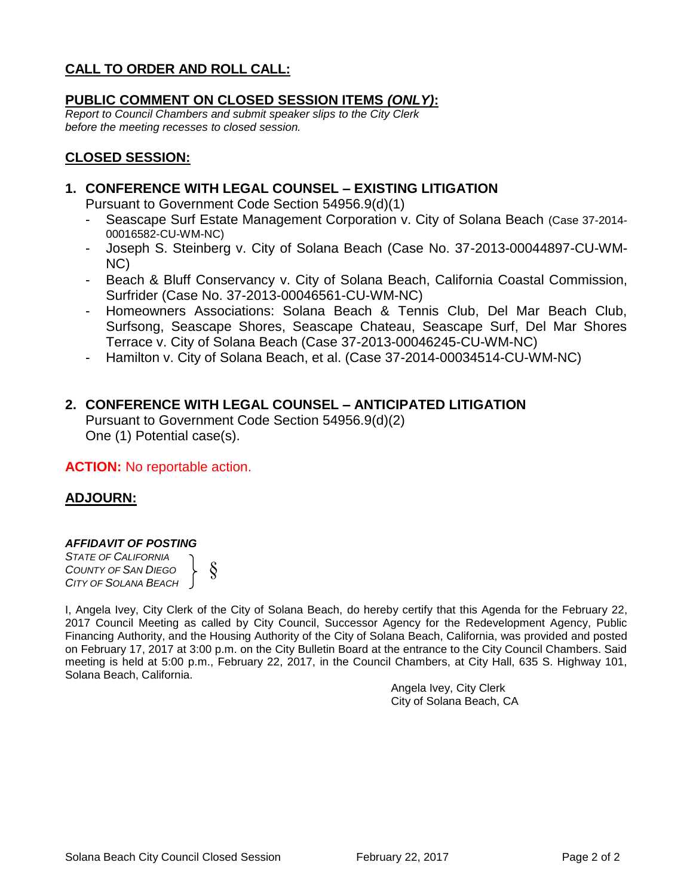## CALL TO ORDER AND ROLL CALL:

## PUBLIC COMMENT ON CLOSED SESSION ITEMS *(ONLY)*:

*Report to Council Chambers and submit speaker slips to the City Clerk before the meeting recesses to closed session.*

## CLOSED SESSION:

### 1. CONFERENCE WITH LEGAL COUNSEL – EXISTING LITIGATION

Pursuant to Government Code Section 54956.9(d)(1)

- Seascape Surf Estate Management Corporation v. City of Solana Beach (Case 37-2014-00016582-CU-WM-NC)
- Joseph S. Steinberg v. City of Solana Beach (Case No. 37-2013-00044897-CU-WM-NC)
- Beach & Bluff Conservancy v. City of Solana Beach, California Coastal Commission, Surfrider (Case No. 37-2013-00046561-CU-WM-NC)
- Homeowners Associations: Solana Beach & Tennis Club, Del Mar Beach Club, Surfsong, Seascape Shores, Seascape Chateau, Seascape Surf, Del Mar Shores Terrace v. City of Solana Beach (Case 37-2013-00046245-CU-WM-NC)
- Hamilton v. City of Solana Beach, et al. (Case 37-2014-00034514-CU-WM-NC)

### 2. CONFERENCE WITH LEGAL COUNSEL – ANTICIPATED LITIGATION

Pursuant to Government Code Section 54956.9(d)(2)
One (1) Potential case(s).

**ACTION:** No reportable action.

## ADJOURN:

***AFFIDAVIT OF POSTING***

*STATE OF CALIFORNIA*
*COUNTY OF SAN DIEGO* } §
*CITY OF SOLANA BEACH*

I, Angela Ivey, City Clerk of the City of Solana Beach, do hereby certify that this Agenda for the February 22, 2017 Council Meeting as called by City Council, Successor Agency for the Redevelopment Agency, Public Financing Authority, and the Housing Authority of the City of Solana Beach, California, was provided and posted on February 17, 2017 at 3:00 p.m. on the City Bulletin Board at the entrance to the City Council Chambers. Said meeting is held at 5:00 p.m., February 22, 2017, in the Council Chambers, at City Hall, 635 S. Highway 101, Solana Beach, California.

Angela Ivey, City Clerk
City of Solana Beach, CA